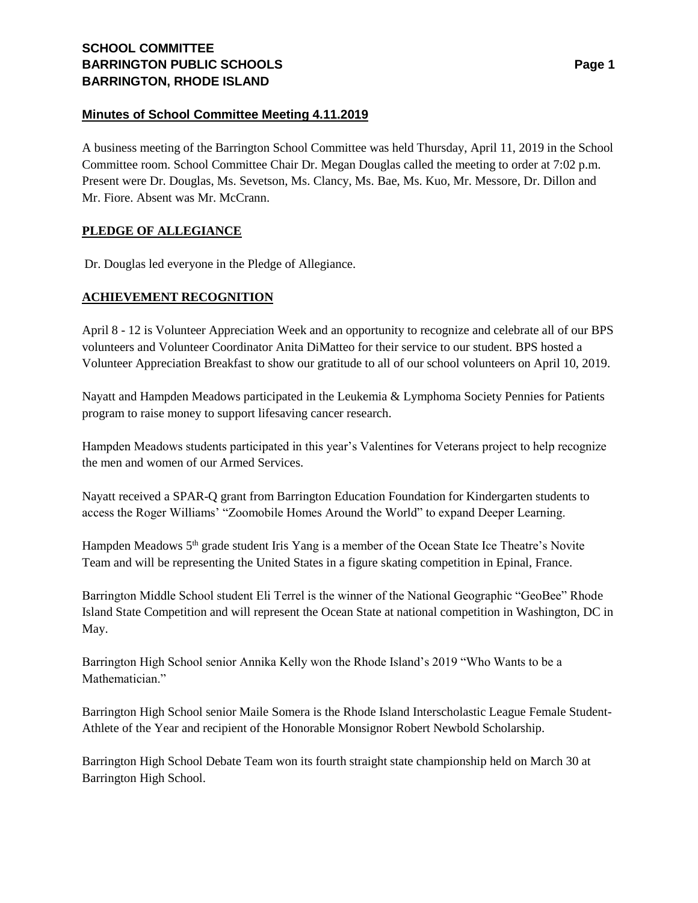**SCHOOL COMMITTEE**
**BARRINGTON PUBLIC SCHOOLS**
**BARRINGTON, RHODE ISLAND**

## Minutes of School Committee Meeting 4.11.2019

A business meeting of the Barrington School Committee was held Thursday, April 11, 2019 in the School Committee room. School Committee Chair Dr. Megan Douglas called the meeting to order at 7:02 p.m. Present were Dr. Douglas, Ms. Sevetson, Ms. Clancy, Ms. Bae, Ms. Kuo, Mr. Messore, Dr. Dillon and Mr. Fiore. Absent was Mr. McCrann.

## PLEDGE OF ALLEGIANCE

Dr. Douglas led everyone in the Pledge of Allegiance.

## ACHIEVEMENT RECOGNITION

April 8 - 12 is Volunteer Appreciation Week and an opportunity to recognize and celebrate all of our BPS volunteers and Volunteer Coordinator Anita DiMatteo for their service to our student. BPS hosted a Volunteer Appreciation Breakfast to show our gratitude to all of our school volunteers on April 10, 2019.

Nayatt and Hampden Meadows participated in the Leukemia & Lymphoma Society Pennies for Patients program to raise money to support lifesaving cancer research.

Hampden Meadows students participated in this year's Valentines for Veterans project to help recognize the men and women of our Armed Services.

Nayatt received a SPAR-Q grant from Barrington Education Foundation for Kindergarten students to access the Roger Williams' "Zoomobile Homes Around the World" to expand Deeper Learning.

Hampden Meadows 5th grade student Iris Yang is a member of the Ocean State Ice Theatre's Novite Team and will be representing the United States in a figure skating competition in Epinal, France.

Barrington Middle School student Eli Terrel is the winner of the National Geographic "GeoBee" Rhode Island State Competition and will represent the Ocean State at national competition in Washington, DC in May.

Barrington High School senior Annika Kelly won the Rhode Island's 2019 "Who Wants to be a Mathematician."

Barrington High School senior Maile Somera is the Rhode Island Interscholastic League Female Student-Athlete of the Year and recipient of the Honorable Monsignor Robert Newbold Scholarship.

Barrington High School Debate Team won its fourth straight state championship held on March 30 at Barrington High School.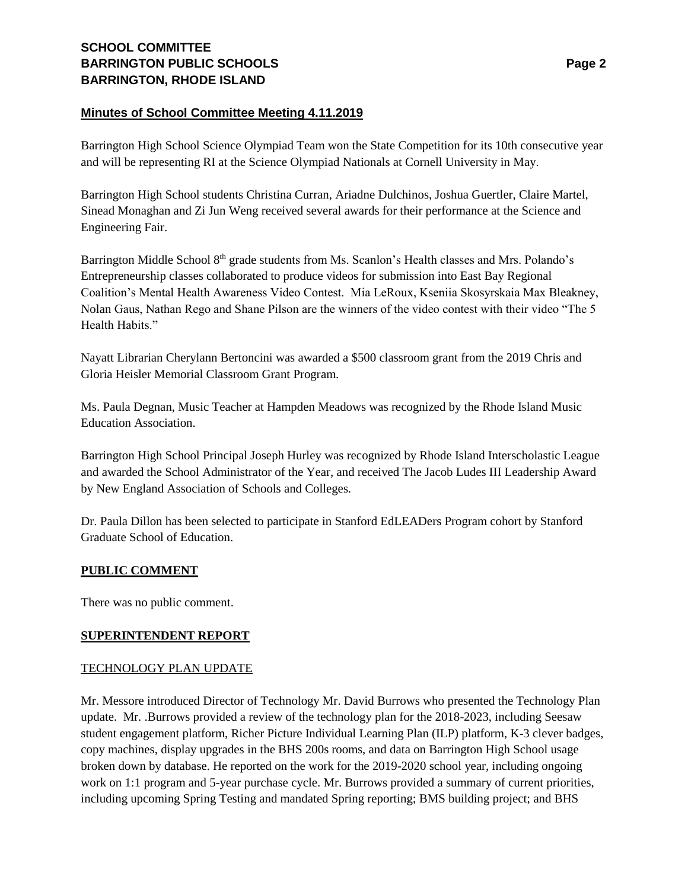## Minutes of School Committee Meeting 4.11.2019

Barrington High School Science Olympiad Team won the State Competition for its 10th consecutive year and will be representing RI at the Science Olympiad Nationals at Cornell University in May.

Barrington High School students Christina Curran, Ariadne Dulchinos, Joshua Guertler, Claire Martel, Sinead Monaghan and Zi Jun Weng received several awards for their performance at the Science and Engineering Fair.

Barrington Middle School 8th grade students from Ms. Scanlon's Health classes and Mrs. Polando's Entrepreneurship classes collaborated to produce videos for submission into East Bay Regional Coalition's Mental Health Awareness Video Contest. Mia LeRoux, Kseniia Skosyrskaia Max Bleakney, Nolan Gaus, Nathan Rego and Shane Pilson are the winners of the video contest with their video "The 5 Health Habits."

Nayatt Librarian Cherylann Bertoncini was awarded a $500 classroom grant from the 2019 Chris and Gloria Heisler Memorial Classroom Grant Program.

Ms. Paula Degnan, Music Teacher at Hampden Meadows was recognized by the Rhode Island Music Education Association.

Barrington High School Principal Joseph Hurley was recognized by Rhode Island Interscholastic League and awarded the School Administrator of the Year, and received The Jacob Ludes III Leadership Award by New England Association of Schools and Colleges.

Dr. Paula Dillon has been selected to participate in Stanford EdLEADers Program cohort by Stanford Graduate School of Education.

## PUBLIC COMMENT

There was no public comment.

## SUPERINTENDENT REPORT

### TECHNOLOGY PLAN UPDATE

Mr. Messore introduced Director of Technology Mr. David Burrows who presented the Technology Plan update. Mr. .Burrows provided a review of the technology plan for the 2018-2023, including Seesaw student engagement platform, Richer Picture Individual Learning Plan (ILP) platform, K-3 clever badges, copy machines, display upgrades in the BHS 200s rooms, and data on Barrington High School usage broken down by database. He reported on the work for the 2019-2020 school year, including ongoing work on 1:1 program and 5-year purchase cycle. Mr. Burrows provided a summary of current priorities, including upcoming Spring Testing and mandated Spring reporting; BMS building project; and BHS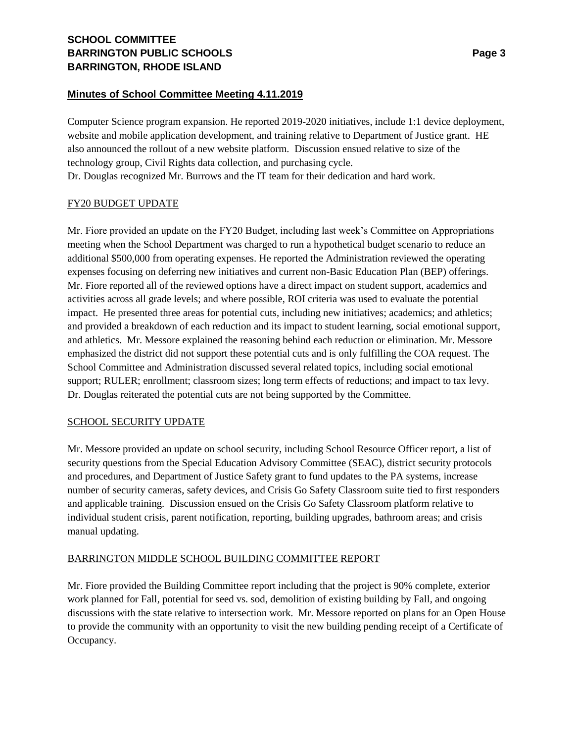## Minutes of School Committee Meeting 4.11.2019

Computer Science program expansion. He reported 2019-2020 initiatives, include 1:1 device deployment, website and mobile application development, and training relative to Department of Justice grant. HE also announced the rollout of a new website platform. Discussion ensued relative to size of the technology group, Civil Rights data collection, and purchasing cycle.
Dr. Douglas recognized Mr. Burrows and the IT team for their dedication and hard work.

### FY20 BUDGET UPDATE

Mr. Fiore provided an update on the FY20 Budget, including last week's Committee on Appropriations meeting when the School Department was charged to run a hypothetical budget scenario to reduce an additional $500,000 from operating expenses. He reported the Administration reviewed the operating expenses focusing on deferring new initiatives and current non-Basic Education Plan (BEP) offerings. Mr. Fiore reported all of the reviewed options have a direct impact on student support, academics and activities across all grade levels; and where possible, ROI criteria was used to evaluate the potential impact. He presented three areas for potential cuts, including new initiatives; academics; and athletics; and provided a breakdown of each reduction and its impact to student learning, social emotional support, and athletics. Mr. Messore explained the reasoning behind each reduction or elimination. Mr. Messore emphasized the district did not support these potential cuts and is only fulfilling the COA request. The School Committee and Administration discussed several related topics, including social emotional support; RULER; enrollment; classroom sizes; long term effects of reductions; and impact to tax levy. Dr. Douglas reiterated the potential cuts are not being supported by the Committee.

### SCHOOL SECURITY UPDATE

Mr. Messore provided an update on school security, including School Resource Officer report, a list of security questions from the Special Education Advisory Committee (SEAC), district security protocols and procedures, and Department of Justice Safety grant to fund updates to the PA systems, increase number of security cameras, safety devices, and Crisis Go Safety Classroom suite tied to first responders and applicable training. Discussion ensued on the Crisis Go Safety Classroom platform relative to individual student crisis, parent notification, reporting, building upgrades, bathroom areas; and crisis manual updating.

### BARRINGTON MIDDLE SCHOOL BUILDING COMMITTEE REPORT

Mr. Fiore provided the Building Committee report including that the project is 90% complete, exterior work planned for Fall, potential for seed vs. sod, demolition of existing building by Fall, and ongoing discussions with the state relative to intersection work. Mr. Messore reported on plans for an Open House to provide the community with an opportunity to visit the new building pending receipt of a Certificate of Occupancy.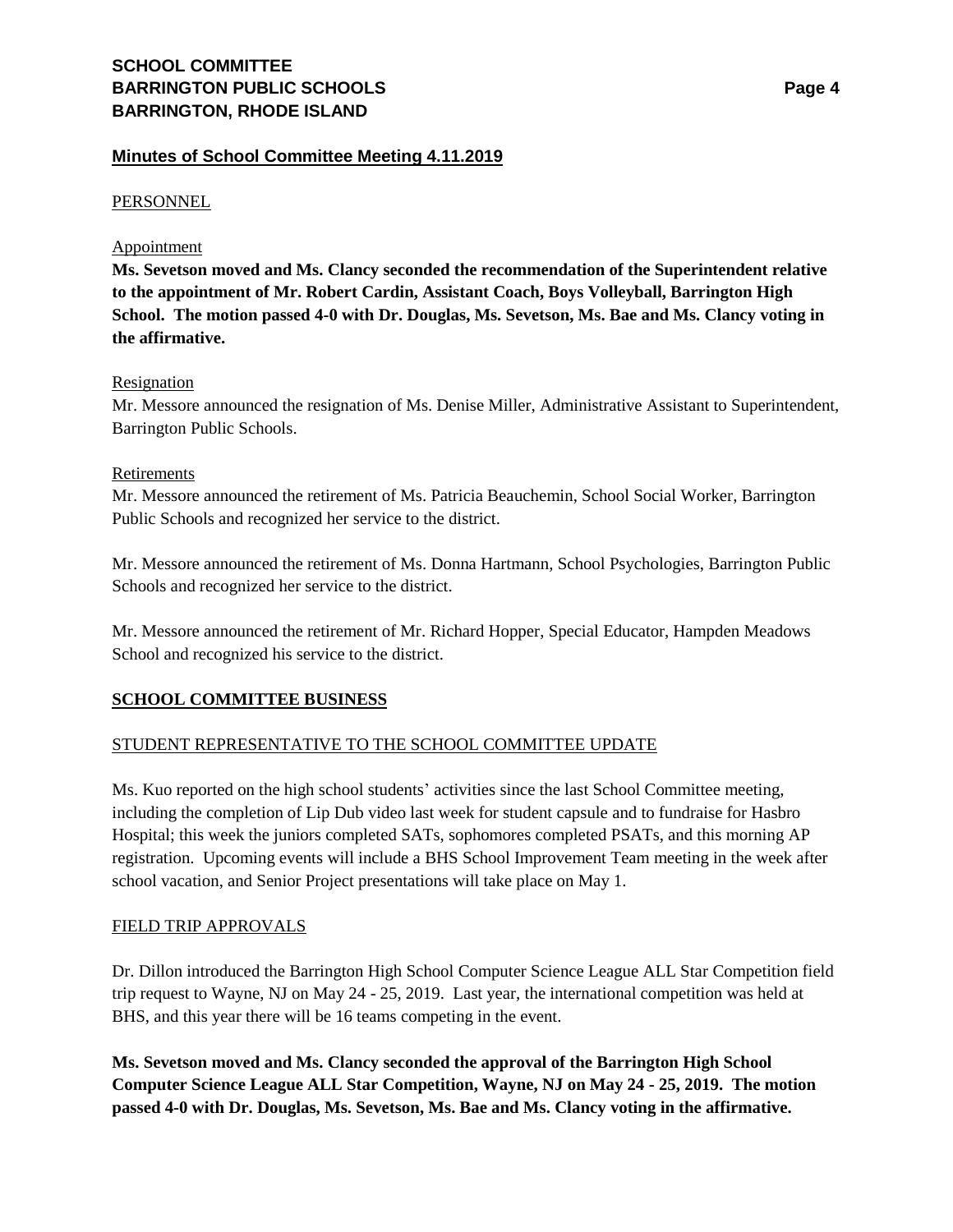## Minutes of School Committee Meeting 4.11.2019

PERSONNEL

Appointment

**Ms. Sevetson moved and Ms. Clancy seconded the recommendation of the Superintendent relative to the appointment of Mr. Robert Cardin, Assistant Coach, Boys Volleyball, Barrington High School. The motion passed 4-0 with Dr. Douglas, Ms. Sevetson, Ms. Bae and Ms. Clancy voting in the affirmative.**

Resignation

Mr. Messore announced the resignation of Ms. Denise Miller, Administrative Assistant to Superintendent, Barrington Public Schools.

Retirements

Mr. Messore announced the retirement of Ms. Patricia Beauchemin, School Social Worker, Barrington Public Schools and recognized her service to the district.

Mr. Messore announced the retirement of Ms. Donna Hartmann, School Psychologies, Barrington Public Schools and recognized her service to the district.

Mr. Messore announced the retirement of Mr. Richard Hopper, Special Educator, Hampden Meadows School and recognized his service to the district.

## SCHOOL COMMITTEE BUSINESS

STUDENT REPRESENTATIVE TO THE SCHOOL COMMITTEE UPDATE

Ms. Kuo reported on the high school students' activities since the last School Committee meeting, including the completion of Lip Dub video last week for student capsule and to fundraise for Hasbro Hospital; this week the juniors completed SATs, sophomores completed PSATs, and this morning AP registration. Upcoming events will include a BHS School Improvement Team meeting in the week after school vacation, and Senior Project presentations will take place on May 1.

FIELD TRIP APPROVALS

Dr. Dillon introduced the Barrington High School Computer Science League ALL Star Competition field trip request to Wayne, NJ on May 24 - 25, 2019. Last year, the international competition was held at BHS, and this year there will be 16 teams competing in the event.

**Ms. Sevetson moved and Ms. Clancy seconded the approval of the Barrington High School Computer Science League ALL Star Competition, Wayne, NJ on May 24 - 25, 2019. The motion passed 4-0 with Dr. Douglas, Ms. Sevetson, Ms. Bae and Ms. Clancy voting in the affirmative.**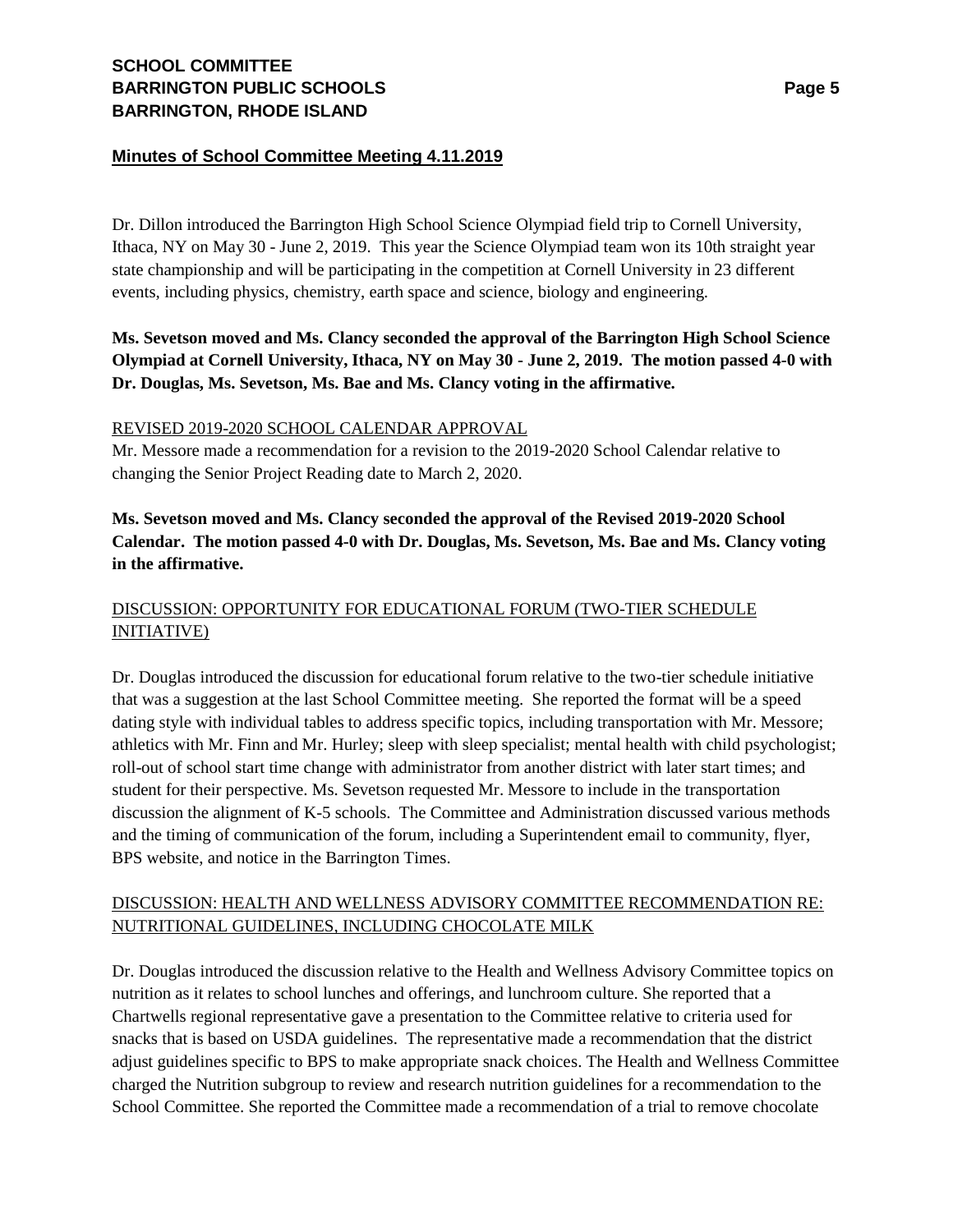**Minutes of School Committee Meeting 4.11.2019**

Dr. Dillon introduced the Barrington High School Science Olympiad field trip to Cornell University, Ithaca, NY on May 30 - June 2, 2019. This year the Science Olympiad team won its 10th straight year state championship and will be participating in the competition at Cornell University in 23 different events, including physics, chemistry, earth space and science, biology and engineering.

**Ms. Sevetson moved and Ms. Clancy seconded the approval of the Barrington High School Science Olympiad at Cornell University, Ithaca, NY on May 30 - June 2, 2019. The motion passed 4-0 with Dr. Douglas, Ms. Sevetson, Ms. Bae and Ms. Clancy voting in the affirmative.**

REVISED 2019-2020 SCHOOL CALENDAR APPROVAL

Mr. Messore made a recommendation for a revision to the 2019-2020 School Calendar relative to changing the Senior Project Reading date to March 2, 2020.

**Ms. Sevetson moved and Ms. Clancy seconded the approval of the Revised 2019-2020 School Calendar. The motion passed 4-0 with Dr. Douglas, Ms. Sevetson, Ms. Bae and Ms. Clancy voting in the affirmative.**

DISCUSSION: OPPORTUNITY FOR EDUCATIONAL FORUM (TWO-TIER SCHEDULE INITIATIVE)

Dr. Douglas introduced the discussion for educational forum relative to the two-tier schedule initiative that was a suggestion at the last School Committee meeting. She reported the format will be a speed dating style with individual tables to address specific topics, including transportation with Mr. Messore; athletics with Mr. Finn and Mr. Hurley; sleep with sleep specialist; mental health with child psychologist; roll-out of school start time change with administrator from another district with later start times; and student for their perspective. Ms. Sevetson requested Mr. Messore to include in the transportation discussion the alignment of K-5 schools. The Committee and Administration discussed various methods and the timing of communication of the forum, including a Superintendent email to community, flyer, BPS website, and notice in the Barrington Times.

DISCUSSION: HEALTH AND WELLNESS ADVISORY COMMITTEE RECOMMENDATION RE: NUTRITIONAL GUIDELINES, INCLUDING CHOCOLATE MILK

Dr. Douglas introduced the discussion relative to the Health and Wellness Advisory Committee topics on nutrition as it relates to school lunches and offerings, and lunchroom culture. She reported that a Chartwells regional representative gave a presentation to the Committee relative to criteria used for snacks that is based on USDA guidelines. The representative made a recommendation that the district adjust guidelines specific to BPS to make appropriate snack choices. The Health and Wellness Committee charged the Nutrition subgroup to review and research nutrition guidelines for a recommendation to the School Committee. She reported the Committee made a recommendation of a trial to remove chocolate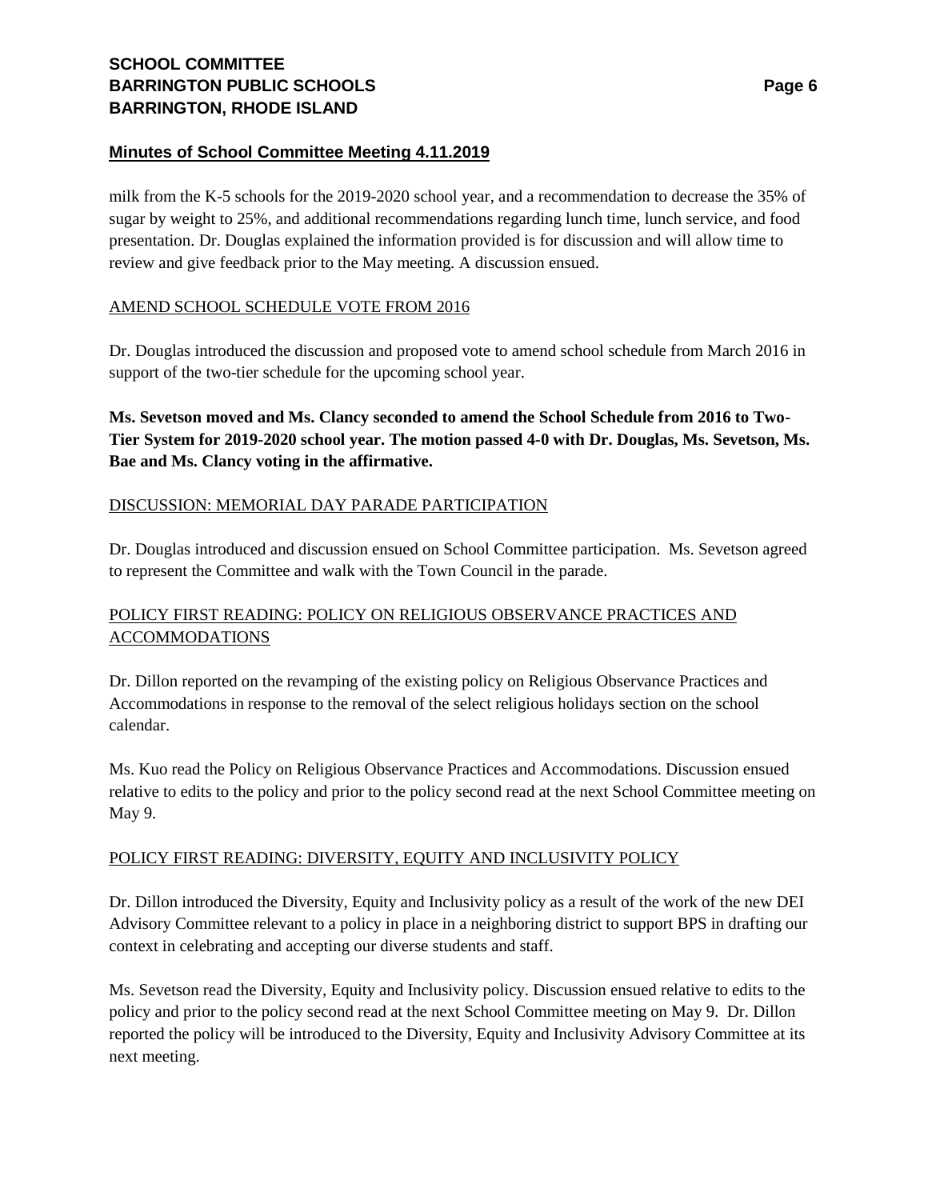## Minutes of School Committee Meeting 4.11.2019

milk from the K-5 schools for the 2019-2020 school year, and a recommendation to decrease the 35% of sugar by weight to 25%, and additional recommendations regarding lunch time, lunch service, and food presentation. Dr. Douglas explained the information provided is for discussion and will allow time to review and give feedback prior to the May meeting. A discussion ensued.

### AMEND SCHOOL SCHEDULE VOTE FROM 2016

Dr. Douglas introduced the discussion and proposed vote to amend school schedule from March 2016 in support of the two-tier schedule for the upcoming school year.

**Ms. Sevetson moved and Ms. Clancy seconded to amend the School Schedule from 2016 to Two-Tier System for 2019-2020 school year. The motion passed 4-0 with Dr. Douglas, Ms. Sevetson, Ms. Bae and Ms. Clancy voting in the affirmative.**

### DISCUSSION: MEMORIAL DAY PARADE PARTICIPATION

Dr. Douglas introduced and discussion ensued on School Committee participation. Ms. Sevetson agreed to represent the Committee and walk with the Town Council in the parade.

### POLICY FIRST READING: POLICY ON RELIGIOUS OBSERVANCE PRACTICES AND ACCOMMODATIONS

Dr. Dillon reported on the revamping of the existing policy on Religious Observance Practices and Accommodations in response to the removal of the select religious holidays section on the school calendar.

Ms. Kuo read the Policy on Religious Observance Practices and Accommodations. Discussion ensued relative to edits to the policy and prior to the policy second read at the next School Committee meeting on May 9.

### POLICY FIRST READING: DIVERSITY, EQUITY AND INCLUSIVITY POLICY

Dr. Dillon introduced the Diversity, Equity and Inclusivity policy as a result of the work of the new DEI Advisory Committee relevant to a policy in place in a neighboring district to support BPS in drafting our context in celebrating and accepting our diverse students and staff.

Ms. Sevetson read the Diversity, Equity and Inclusivity policy. Discussion ensued relative to edits to the policy and prior to the policy second read at the next School Committee meeting on May 9. Dr. Dillon reported the policy will be introduced to the Diversity, Equity and Inclusivity Advisory Committee at its next meeting.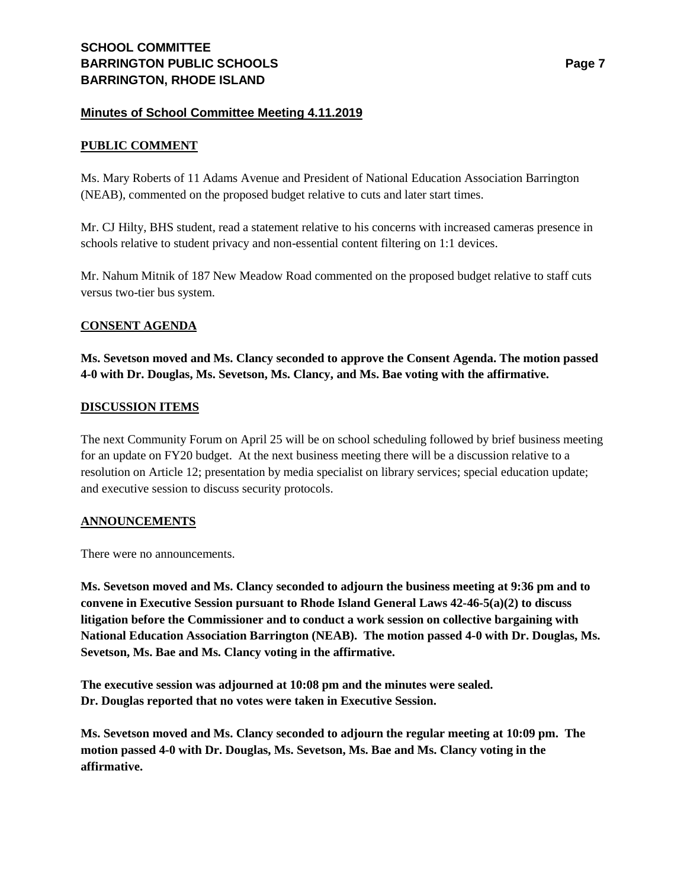**Minutes of School Committee Meeting 4.11.2019**

## PUBLIC COMMENT

Ms. Mary Roberts of 11 Adams Avenue and President of National Education Association Barrington (NEAB), commented on the proposed budget relative to cuts and later start times.

Mr. CJ Hilty, BHS student, read a statement relative to his concerns with increased cameras presence in schools relative to student privacy and non-essential content filtering on 1:1 devices.

Mr. Nahum Mitnik of 187 New Meadow Road commented on the proposed budget relative to staff cuts versus two-tier bus system.

## CONSENT AGENDA

**Ms. Sevetson moved and Ms. Clancy seconded to approve the Consent Agenda. The motion passed 4-0 with Dr. Douglas, Ms. Sevetson, Ms. Clancy, and Ms. Bae voting with the affirmative.**

## DISCUSSION ITEMS

The next Community Forum on April 25 will be on school scheduling followed by brief business meeting for an update on FY20 budget. At the next business meeting there will be a discussion relative to a resolution on Article 12; presentation by media specialist on library services; special education update; and executive session to discuss security protocols.

## ANNOUNCEMENTS

There were no announcements.

**Ms. Sevetson moved and Ms. Clancy seconded to adjourn the business meeting at 9:36 pm and to convene in Executive Session pursuant to Rhode Island General Laws 42-46-5(a)(2) to discuss litigation before the Commissioner and to conduct a work session on collective bargaining with National Education Association Barrington (NEAB). The motion passed 4-0 with Dr. Douglas, Ms. Sevetson, Ms. Bae and Ms. Clancy voting in the affirmative.**

**The executive session was adjourned at 10:08 pm and the minutes were sealed.**
**Dr. Douglas reported that no votes were taken in Executive Session.**

**Ms. Sevetson moved and Ms. Clancy seconded to adjourn the regular meeting at 10:09 pm. The motion passed 4-0 with Dr. Douglas, Ms. Sevetson, Ms. Bae and Ms. Clancy voting in the affirmative.**